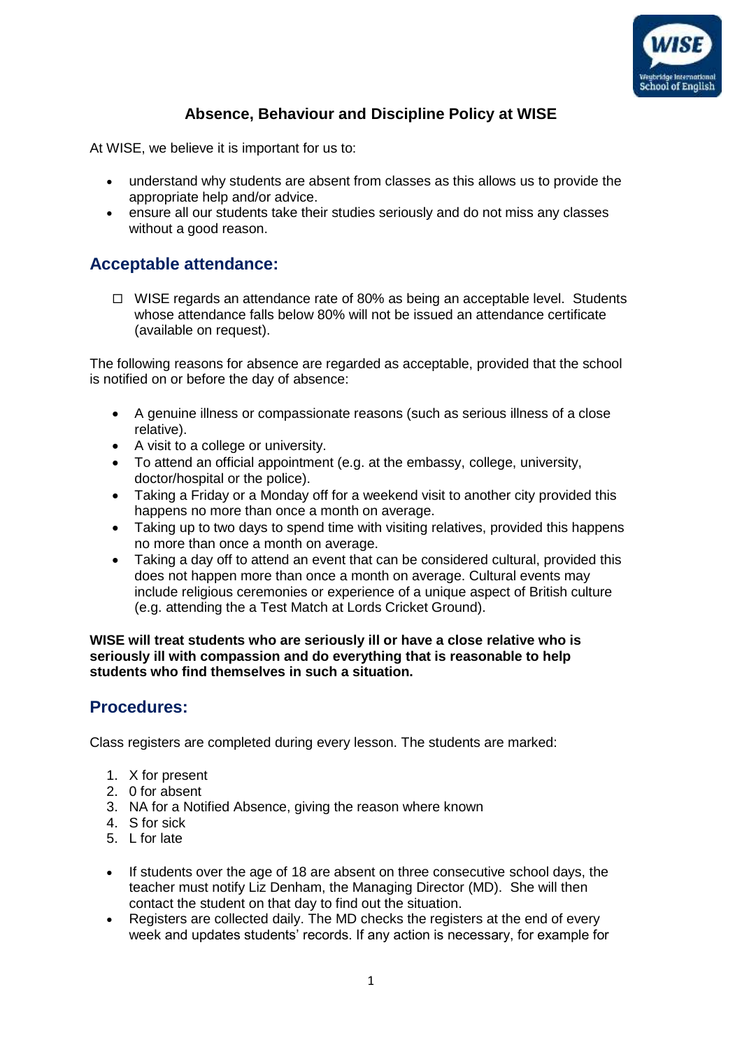# Absence, Behaviour and Discipline Policy at WISE

At WISE, we believe it is important for us to:

- understand why students are absent from classes as this allows us to provide the appropriate help and/or advice.
- ensure all our students take their studies seriously and do not miss any classes without a good reason.

## Acceptable attendance:

- WISE regards an attendance rate of 80% as being an acceptable level. Students whose attendance falls below 80% will not be issued an attendance certificate (available on request).

The following reasons for absence are regarded as acceptable, provided that the school is notified on or before the day of absence:

- A genuine illness or compassionate reasons (such as serious illness of a close relative).
- A visit to a college or university.
- To attend an official appointment (e.g. at the embassy, college, university, doctor/hospital or the police).
- Taking a Friday or a Monday off for a weekend visit to another city provided this happens no more than once a month on average.
- Taking up to two days to spend time with visiting relatives, provided this happens no more than once a month on average.
- Taking a day off to attend an event that can be considered cultural, provided this does not happen more than once a month on average. Cultural events may include religious ceremonies or experience of a unique aspect of British culture (e.g. attending the a Test Match at Lords Cricket Ground).

**WISE will treat students who are seriously ill or have a close relative who is seriously ill with compassion and do everything that is reasonable to help students who find themselves in such a situation.**

## Procedures:

Class registers are completed during every lesson. The students are marked:

1. X for present
2. 0 for absent
3. NA for a Notified Absence, giving the reason where known
4. S for sick
5. L for late

- If students over the age of 18 are absent on three consecutive school days, the teacher must notify Liz Denham, the Managing Director (MD). She will then contact the student on that day to find out the situation.
- Registers are collected daily. The MD checks the registers at the end of every week and updates students' records. If any action is necessary, for example for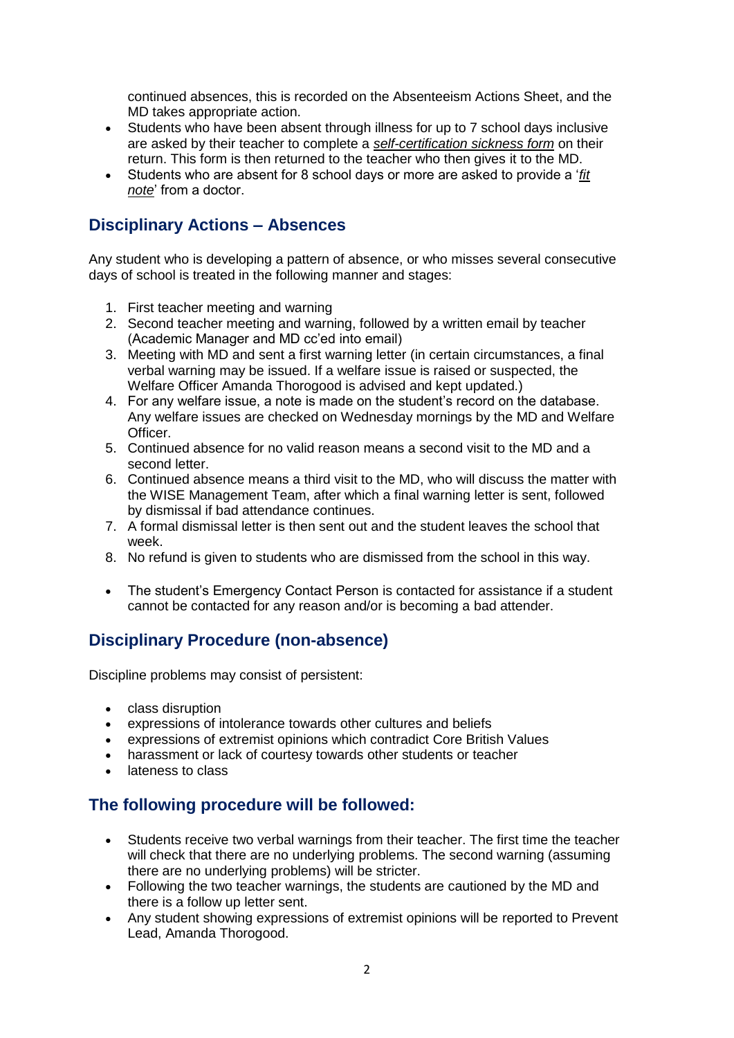continued absences, this is recorded on the Absenteeism Actions Sheet, and the MD takes appropriate action.

- Students who have been absent through illness for up to 7 school days inclusive are asked by their teacher to complete a *self-certification sickness form* on their return. This form is then returned to the teacher who then gives it to the MD.
- Students who are absent for 8 school days or more are asked to provide a '*fit note*' from a doctor.

## Disciplinary Actions – Absences

Any student who is developing a pattern of absence, or who misses several consecutive days of school is treated in the following manner and stages:

1. First teacher meeting and warning
2. Second teacher meeting and warning, followed by a written email by teacher (Academic Manager and MD cc'ed into email)
3. Meeting with MD and sent a first warning letter (in certain circumstances, a final verbal warning may be issued. If a welfare issue is raised or suspected, the Welfare Officer Amanda Thorogood is advised and kept updated.)
4. For any welfare issue, a note is made on the student's record on the database. Any welfare issues are checked on Wednesday mornings by the MD and Welfare Officer.
5. Continued absence for no valid reason means a second visit to the MD and a second letter.
6. Continued absence means a third visit to the MD, who will discuss the matter with the WISE Management Team, after which a final warning letter is sent, followed by dismissal if bad attendance continues.
7. A formal dismissal letter is then sent out and the student leaves the school that week.
8. No refund is given to students who are dismissed from the school in this way.

- The student's Emergency Contact Person is contacted for assistance if a student cannot be contacted for any reason and/or is becoming a bad attender.

## Disciplinary Procedure (non-absence)

Discipline problems may consist of persistent:

- class disruption
- expressions of intolerance towards other cultures and beliefs
- expressions of extremist opinions which contradict Core British Values
- harassment or lack of courtesy towards other students or teacher
- lateness to class

## The following procedure will be followed:

- Students receive two verbal warnings from their teacher. The first time the teacher will check that there are no underlying problems. The second warning (assuming there are no underlying problems) will be stricter.
- Following the two teacher warnings, the students are cautioned by the MD and there is a follow up letter sent.
- Any student showing expressions of extremist opinions will be reported to Prevent Lead, Amanda Thorogood.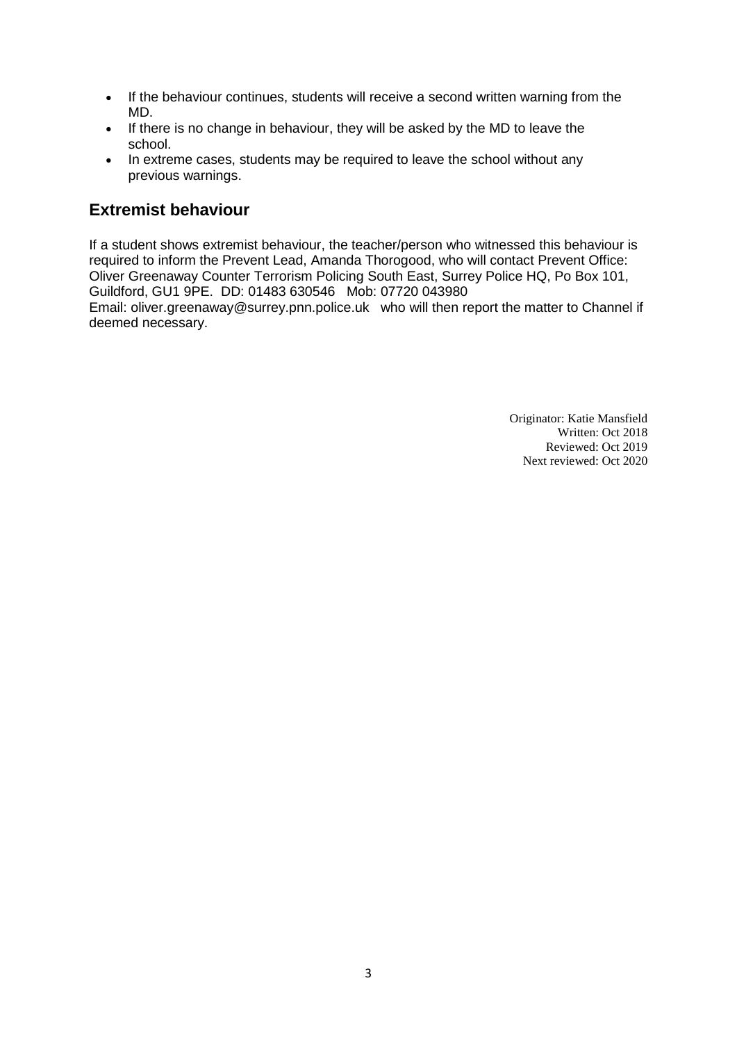- If the behaviour continues, students will receive a second written warning from the MD.
- If there is no change in behaviour, they will be asked by the MD to leave the school.
- In extreme cases, students may be required to leave the school without any previous warnings.

## Extremist behaviour

If a student shows extremist behaviour, the teacher/person who witnessed this behaviour is required to inform the Prevent Lead, Amanda Thorogood, who will contact Prevent Office: Oliver Greenaway Counter Terrorism Policing South East, Surrey Police HQ, Po Box 101, Guildford, GU1 9PE. DD: 01483 630546 Mob: 07720 043980
Email: oliver.greenaway@surrey.pnn.police.uk who will then report the matter to Channel if deemed necessary.

Originator: Katie Mansfield
Written: Oct 2018
Reviewed: Oct 2019
Next reviewed: Oct 2020